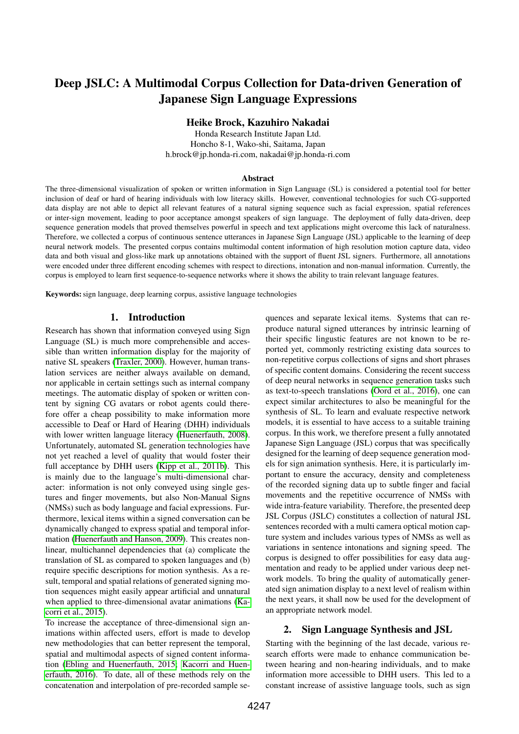# Deep JSLC: A Multimodal Corpus Collection for Data-driven Generation of Japanese Sign Language Expressions

**Heike Brock, Kazuhiro Nakadai**

Honda Research Institute Japan Ltd.
Honcho 8-1, Wako-shi, Saitama, Japan
h.brock@jp.honda-ri.com, nakadai@jp.honda-ri.com

### Abstract

The three-dimensional visualization of spoken or written information in Sign Language (SL) is considered a potential tool for better inclusion of deaf or hard of hearing individuals with low literacy skills. However, conventional technologies for such CG-supported data display are not able to depict all relevant features of a natural signing sequence such as facial expression, spatial references or inter-sign movement, leading to poor acceptance amongst speakers of sign language. The deployment of fully data-driven, deep sequence generation models that proved themselves powerful in speech and text applications might overcome this lack of naturalness. Therefore, we collected a corpus of continuous sentence utterances in Japanese Sign Language (JSL) applicable to the learning of deep neural network models. The presented corpus contains multimodal content information of high resolution motion capture data, video data and both visual and gloss-like mark up annotations obtained with the support of fluent JSL signers. Furthermore, all annotations were encoded under three different encoding schemes with respect to directions, intonation and non-manual information. Currently, the corpus is employed to learn first sequence-to-sequence networks where it shows the ability to train relevant language features.

**Keywords:** sign language, deep learning corpus, assistive language technologies

## 1. Introduction

Research has shown that information conveyed using Sign Language (SL) is much more comprehensible and accessible than written information display for the majority of native SL speakers (Traxler, 2000). However, human translation services are neither always available on demand, nor applicable in certain settings such as internal company meetings. The automatic display of spoken or written content by signing CG avatars or robot agents could therefore offer a cheap possibility to make information more accessible to Deaf or Hard of Hearing (DHH) individuals with lower written language literacy (Huenerfauth, 2008). Unfortunately, automated SL generation technologies have not yet reached a level of quality that would foster their full acceptance by DHH users (Kipp et al., 2011b). This is mainly due to the language's multi-dimensional character: information is not only conveyed using single gestures and finger movements, but also Non-Manual Signs (NMSs) such as body language and facial expressions. Furthermore, lexical items within a signed conversation can be dynamically changed to express spatial and temporal information (Huenerfauth and Hanson, 2009). This creates non-linear, multichannel dependencies that (a) complicate the translation of SL as compared to spoken languages and (b) require specific descriptions for motion synthesis. As a result, temporal and spatial relations of generated signing motion sequences might easily appear artificial and unnatural when applied to three-dimensional avatar animations (Kacorri et al., 2015).

To increase the acceptance of three-dimensional sign animations within affected users, effort is made to develop new methodologies that can better represent the temporal, spatial and multimodal aspects of signed content information (Ebling and Huenerfauth, 2015; Kacorri and Huenerfauth, 2016). To date, all of these methods rely on the concatenation and interpolation of pre-recorded sample sequences and separate lexical items. Systems that can reproduce natural signed utterances by intrinsic learning of their specific lingustic features are not known to be reported yet, commonly restricting existing data sources to non-repetitive corpus collections of signs and short phrases of specific content domains. Considering the recent success of deep neural networks in sequence generation tasks such as text-to-speech translations (Oord et al., 2016), one can expect similar architectures to also be meaningful for the synthesis of SL. To learn and evaluate respective network models, it is essential to have access to a suitable training corpus. In this work, we therefore present a fully annotated Japanese Sign Language (JSL) corpus that was specifically designed for the learning of deep sequence generation models for sign animation synthesis. Here, it is particularly important to ensure the accuracy, density and completeness of the recorded signing data up to subtle finger and facial movements and the repetitive occurrence of NMSs with wide intra-feature variability. Therefore, the presented deep JSL Corpus (JSLC) constitutes a collection of natural JSL sentences recorded with a multi camera optical motion capture system and includes various types of NMSs as well as variations in sentence intonations and signing speed. The corpus is designed to offer possibilities for easy data augmentation and ready to be applied under various deep network models. To bring the quality of automatically generated sign animation display to a next level of realism within the next years, it shall now be used for the development of an appropriate network model.

## 2. Sign Language Synthesis and JSL

Starting with the beginning of the last decade, various research efforts were made to enhance communication between hearing and non-hearing individuals, and to make information more accessible to DHH users. This led to a constant increase of assistive language tools, such as sign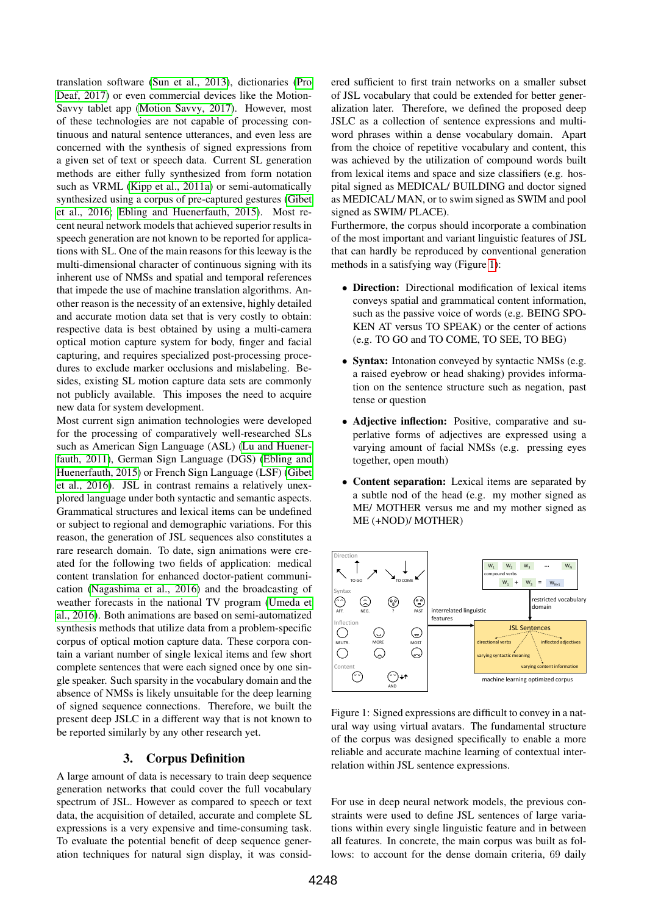translation software (Sun et al., 2013), dictionaries (Pro Deaf, 2017) or even commercial devices like the MotionSavvy tablet app (Motion Savvy, 2017). However, most of these technologies are not capable of processing continuous and natural sentence utterances, and even less are concerned with the synthesis of signed expressions from a given set of text or speech data. Current SL generation methods are either fully synthesized from form notation such as VRML (Kipp et al., 2011a) or semi-automatically synthesized using a corpus of pre-captured gestures (Gibet et al., 2016; Ebling and Huenerfauth, 2015). Most recent neural network models that achieved superior results in speech generation are not known to be reported for applications with SL. One of the main reasons for this leeway is the multi-dimensional character of continuous signing with its inherent use of NMSs and spatial and temporal references that impede the use of machine translation algorithms. Another reason is the necessity of an extensive, highly detailed and accurate motion data set that is very costly to obtain: respective data is best obtained by using a multi-camera optical motion capture system for body, finger and facial capturing, and requires specialized post-processing procedures to exclude marker occlusions and mislabeling. Besides, existing SL motion capture data sets are commonly not publicly available. This imposes the need to acquire new data for system development.

Most current sign animation technologies were developed for the processing of comparatively well-researched SLs such as American Sign Language (ASL) (Lu and Huenerfauth, 2011), German Sign Language (DGS) (Ebling and Huenerfauth, 2015) or French Sign Language (LSF) (Gibet et al., 2016). JSL in contrast remains a relatively unexplored language under both syntactic and semantic aspects. Grammatical structures and lexical items can be undefined or subject to regional and demographic variations. For this reason, the generation of JSL sequences also constitutes a rare research domain. To date, sign animations were created for the following two fields of application: medical content translation for enhanced doctor-patient communication (Nagashima et al., 2016) and the broadcasting of weather forecasts in the national TV program (Umeda et al., 2016). Both animations are based on semi-automatized synthesis methods that utilize data from a problem-specific corpus of optical motion capture data. These corpora contain a variant number of single lexical items and few short complete sentences that were each signed once by one single speaker. Such sparsity in the vocabulary domain and the absence of NMSs is likely unsuitable for the deep learning of signed sequence connections. Therefore, we built the present deep JSLC in a different way that is not known to be reported similarly by any other research yet.

## 3. Corpus Definition

A large amount of data is necessary to train deep sequence generation networks that could cover the full vocabulary spectrum of JSL. However as compared to speech or text data, the acquisition of detailed, accurate and complete SL expressions is a very expensive and time-consuming task. To evaluate the potential benefit of deep sequence generation techniques for natural sign display, it was considered sufficient to first train networks on a smaller subset of JSL vocabulary that could be extended for better generalization later. Therefore, we defined the proposed deep JSLC as a collection of sentence expressions and multi-word phrases within a dense vocabulary domain. Apart from the choice of repetitive vocabulary and content, this was achieved by the utilization of compound words built from lexical items and space and size classifiers (e.g. hospital signed as MEDICAL/ BUILDING and doctor signed as MEDICAL/ MAN, or to swim signed as SWIM and pool signed as SWIM/ PLACE).

Furthermore, the corpus should incorporate a combination of the most important and variant linguistic features of JSL that can hardly be reproduced by conventional generation methods in a satisfying way (Figure 1):

- **Direction:** Directional modification of lexical items conveys spatial and grammatical content information, such as the passive voice of words (e.g. BEING SPOKEN AT versus TO SPEAK) or the center of actions (e.g. TO GO and TO COME, TO SEE, TO BEG)
- **Syntax:** Intonation conveyed by syntactic NMSs (e.g. a raised eyebrow or head shaking) provides information on the sentence structure such as negation, past tense or question
- **Adjective inflection:** Positive, comparative and superlative forms of adjectives are expressed using a varying amount of facial NMSs (e.g. pressing eyes together, open mouth)
- **Content separation:** Lexical items are separated by a subtle nod of the head (e.g. my mother signed as ME/ MOTHER versus me and my mother signed as ME (+NOD)/ MOTHER)

Figure 1: Signed expressions are difficult to convey in a natural way using virtual avatars. The fundamental structure of the corpus was designed specifically to enable a more reliable and accurate machine learning of contextual interrelation within JSL sentence expressions.

For use in deep neural network models, the previous constraints were used to define JSL sentences of large variations within every single linguistic feature and in between all features. In concrete, the main corpus was built as follows: to account for the dense domain criteria, 69 daily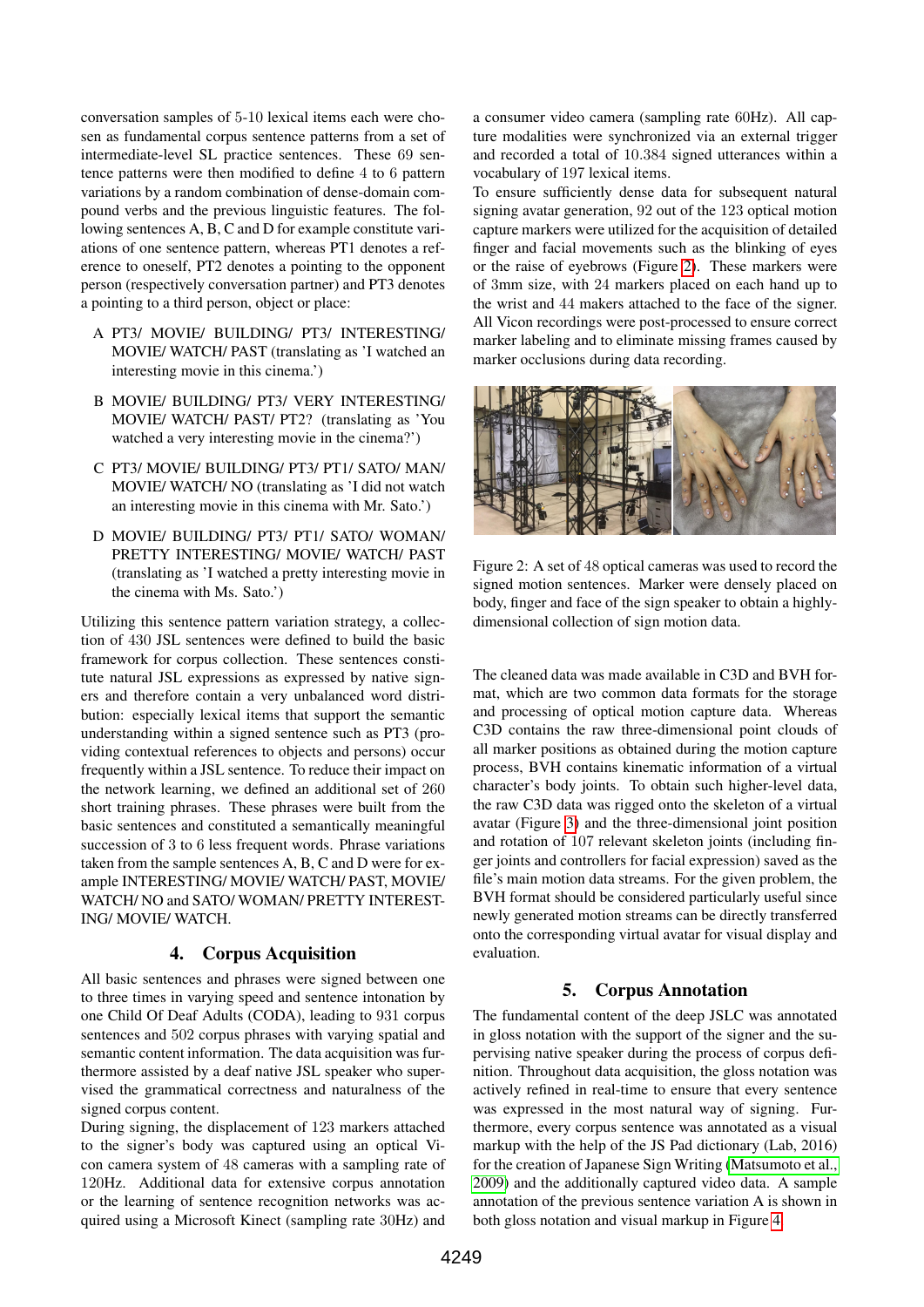conversation samples of 5-10 lexical items each were chosen as fundamental corpus sentence patterns from a set of intermediate-level SL practice sentences. These 69 sentence patterns were then modified to define 4 to 6 pattern variations by a random combination of dense-domain compound verbs and the previous linguistic features. The following sentences A, B, C and D for example constitute variations of one sentence pattern, whereas PT1 denotes a reference to oneself, PT2 denotes a pointing to the opponent person (respectively conversation partner) and PT3 denotes a pointing to a third person, object or place:

A PT3/ MOVIE/ BUILDING/ PT3/ INTERESTING/ MOVIE/ WATCH/ PAST (translating as 'I watched an interesting movie in this cinema.')

B MOVIE/ BUILDING/ PT3/ VERY INTERESTING/ MOVIE/ WATCH/ PAST/ PT2? (translating as 'You watched a very interesting movie in the cinema?')

C PT3/ MOVIE/ BUILDING/ PT3/ PT1/ SATO/ MAN/ MOVIE/ WATCH/ NO (translating as 'I did not watch an interesting movie in this cinema with Mr. Sato.')

D MOVIE/ BUILDING/ PT3/ PT1/ SATO/ WOMAN/ PRETTY INTERESTING/ MOVIE/ WATCH/ PAST (translating as 'I watched a pretty interesting movie in the cinema with Ms. Sato.')

Utilizing this sentence pattern variation strategy, a collection of 430 JSL sentences were defined to build the basic framework for corpus collection. These sentences constitute natural JSL expressions as expressed by native signers and therefore contain a very unbalanced word distribution: especially lexical items that support the semantic understanding within a signed sentence such as PT3 (providing contextual references to objects and persons) occur frequently within a JSL sentence. To reduce their impact on the network learning, we defined an additional set of 260 short training phrases. These phrases were built from the basic sentences and constituted a semantically meaningful succession of 3 to 6 less frequent words. Phrase variations taken from the sample sentences A, B, C and D were for example INTERESTING/ MOVIE/ WATCH/ PAST, MOVIE/ WATCH/ NO and SATO/ WOMAN/ PRETTY INTERESTING/ MOVIE/ WATCH.

## 4. Corpus Acquisition

All basic sentences and phrases were signed between one to three times in varying speed and sentence intonation by one Child Of Deaf Adults (CODA), leading to 931 corpus sentences and 502 corpus phrases with varying spatial and semantic content information. The data acquisition was furthermore assisted by a deaf native JSL speaker who supervised the grammatical correctness and naturalness of the signed corpus content.

During signing, the displacement of 123 markers attached to the signer's body was captured using an optical Vicon camera system of 48 cameras with a sampling rate of 120Hz. Additional data for extensive corpus annotation or the learning of sentence recognition networks was acquired using a Microsoft Kinect (sampling rate 30Hz) and a consumer video camera (sampling rate 60Hz). All capture modalities were synchronized via an external trigger and recorded a total of 10.384 signed utterances within a vocabulary of 197 lexical items.

To ensure sufficiently dense data for subsequent natural signing avatar generation, 92 out of the 123 optical motion capture markers were utilized for the acquisition of detailed finger and facial movements such as the blinking of eyes or the raise of eyebrows (Figure 2). These markers were of 3mm size, with 24 markers placed on each hand up to the wrist and 44 makers attached to the face of the signer. All Vicon recordings were post-processed to ensure correct marker labeling and to eliminate missing frames caused by marker occlusions during data recording.

Figure 2: A set of 48 optical cameras was used to record the signed motion sentences. Marker were densely placed on body, finger and face of the sign speaker to obtain a highly-dimensional collection of sign motion data.

The cleaned data was made available in C3D and BVH format, which are two common data formats for the storage and processing of optical motion capture data. Whereas C3D contains the raw three-dimensional point clouds of all marker positions as obtained during the motion capture process, BVH contains kinematic information of a virtual character's body joints. To obtain such higher-level data, the raw C3D data was rigged onto the skeleton of a virtual avatar (Figure 3) and the three-dimensional joint position and rotation of 107 relevant skeleton joints (including finger joints and controllers for facial expression) saved as the file's main motion data streams. For the given problem, the BVH format should be considered particularly useful since newly generated motion streams can be directly transferred onto the corresponding virtual avatar for visual display and evaluation.

## 5. Corpus Annotation

The fundamental content of the deep JSLC was annotated in gloss notation with the support of the signer and the supervising native speaker during the process of corpus definition. Throughout data acquisition, the gloss notation was actively refined in real-time to ensure that every sentence was expressed in the most natural way of signing. Furthermore, every corpus sentence was annotated as a visual markup with the help of the JS Pad dictionary (Lab, 2016) for the creation of Japanese Sign Writing (Matsumoto et al., 2009) and the additionally captured video data. A sample annotation of the previous sentence variation A is shown in both gloss notation and visual markup in Figure 4.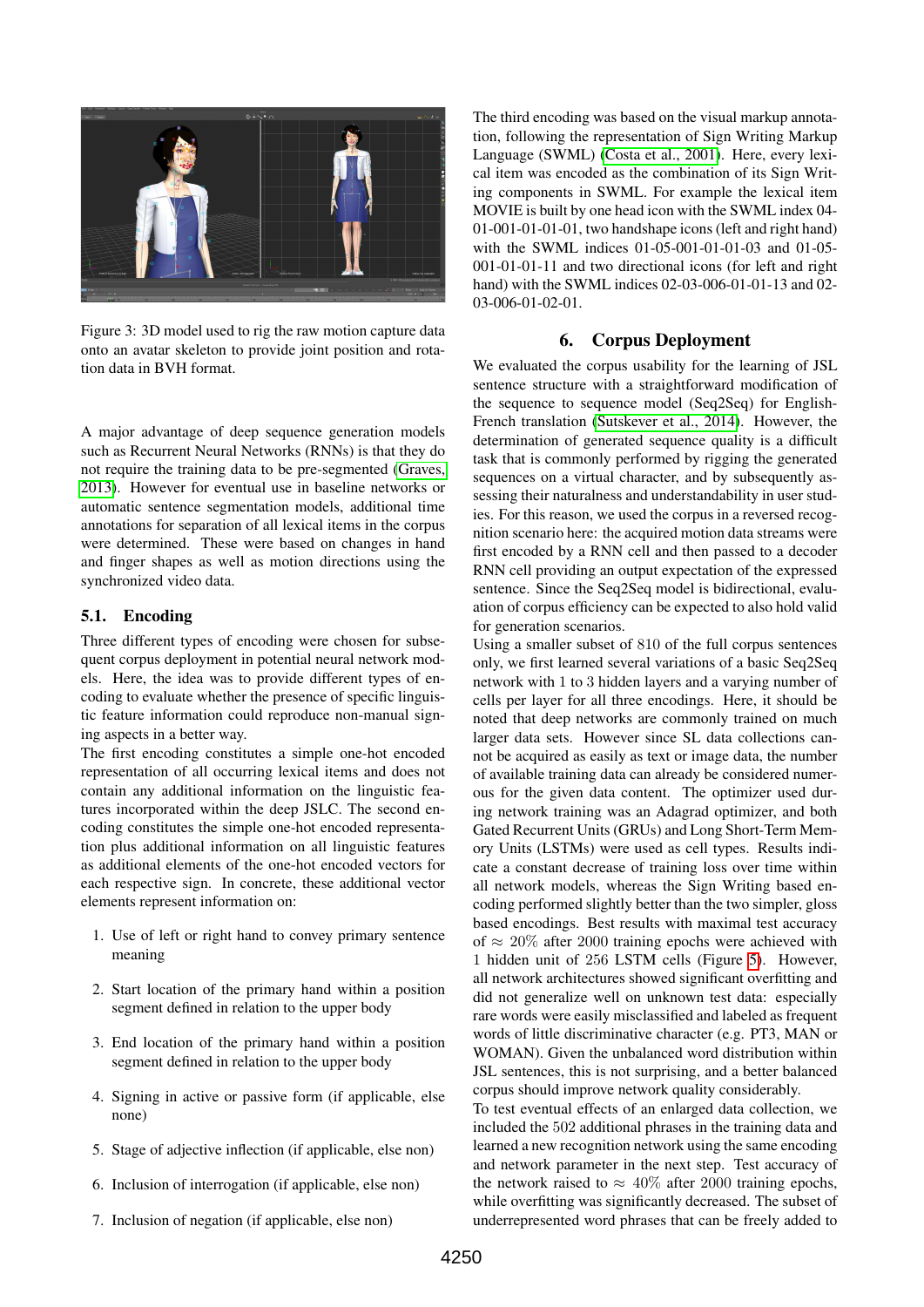Figure 3: 3D model used to rig the raw motion capture data onto an avatar skeleton to provide joint position and rotation data in BVH format.

A major advantage of deep sequence generation models such as Recurrent Neural Networks (RNNs) is that they do not require the training data to be pre-segmented (Graves, 2013). However for eventual use in baseline networks or automatic sentence segmentation models, additional time annotations for separation of all lexical items in the corpus were determined. These were based on changes in hand and finger shapes as well as motion directions using the synchronized video data.

### 5.1. Encoding

Three different types of encoding were chosen for subsequent corpus deployment in potential neural network models. Here, the idea was to provide different types of encoding to evaluate whether the presence of specific linguistic feature information could reproduce non-manual signing aspects in a better way.

The first encoding constitutes a simple one-hot encoded representation of all occurring lexical items and does not contain any additional information on the linguistic features incorporated within the deep JSLC. The second encoding constitutes the simple one-hot encoded representation plus additional information on all linguistic features as additional elements of the one-hot encoded vectors for each respective sign. In concrete, these additional vector elements represent information on:

1. Use of left or right hand to convey primary sentence meaning
2. Start location of the primary hand within a position segment defined in relation to the upper body
3. End location of the primary hand within a position segment defined in relation to the upper body
4. Signing in active or passive form (if applicable, else none)
5. Stage of adjective inflection (if applicable, else non)
6. Inclusion of interrogation (if applicable, else non)
7. Inclusion of negation (if applicable, else non)

The third encoding was based on the visual markup annotation, following the representation of Sign Writing Markup Language (SWML) (Costa et al., 2001). Here, every lexical item was encoded as the combination of its Sign Writing components in SWML. For example the lexical item MOVIE is built by one head icon with the SWML index 04-01-001-01-01-01, two handshape icons (left and right hand) with the SWML indices 01-05-001-01-01-03 and 01-05-001-01-01-11 and two directional icons (for left and right hand) with the SWML indices 02-03-006-01-01-13 and 02-03-006-01-02-01.

## 6. Corpus Deployment

We evaluated the corpus usability for the learning of JSL sentence structure with a straightforward modification of the sequence to sequence model (Seq2Seq) for English-French translation (Sutskever et al., 2014). However, the determination of generated sequence quality is a difficult task that is commonly performed by rigging the generated sequences on a virtual character, and by subsequently assessing their naturalness and understandability in user studies. For this reason, we used the corpus in a reversed recognition scenario here: the acquired motion data streams were first encoded by a RNN cell and then passed to a decoder RNN cell providing an output expectation of the expressed sentence. Since the Seq2Seq model is bidirectional, evaluation of corpus efficiency can be expected to also hold valid for generation scenarios.

Using a smaller subset of 810 of the full corpus sentences only, we first learned several variations of a basic Seq2Seq network with 1 to 3 hidden layers and a varying number of cells per layer for all three encodings. Here, it should be noted that deep networks are commonly trained on much larger data sets. However since SL data collections cannot be acquired as easily as text or image data, the number of available training data can already be considered numerous for the given data content. The optimizer used during network training was an Adagrad optimizer, and both Gated Recurrent Units (GRUs) and Long Short-Term Memory Units (LSTMs) were used as cell types. Results indicate a constant decrease of training loss over time within all network models, whereas the Sign Writing based encoding performed slightly better than the two simpler, gloss based encodings. Best results with maximal test accuracy of $\approx 20\%$ after 2000 training epochs were achieved with 1 hidden unit of 256 LSTM cells (Figure 5). However, all network architectures showed significant overfitting and did not generalize well on unknown test data: especially rare words were easily misclassified and labeled as frequent words of little discriminative character (e.g. PT3, MAN or WOMAN). Given the unbalanced word distribution within JSL sentences, this is not surprising, and a better balanced corpus should improve network quality considerably.

To test eventual effects of an enlarged data collection, we included the 502 additional phrases in the training data and learned a new recognition network using the same encoding and network parameter in the next step. Test accuracy of the network raised to $\approx 40\%$ after 2000 training epochs, while overfitting was significantly decreased. The subset of underrepresented word phrases that can be freely added to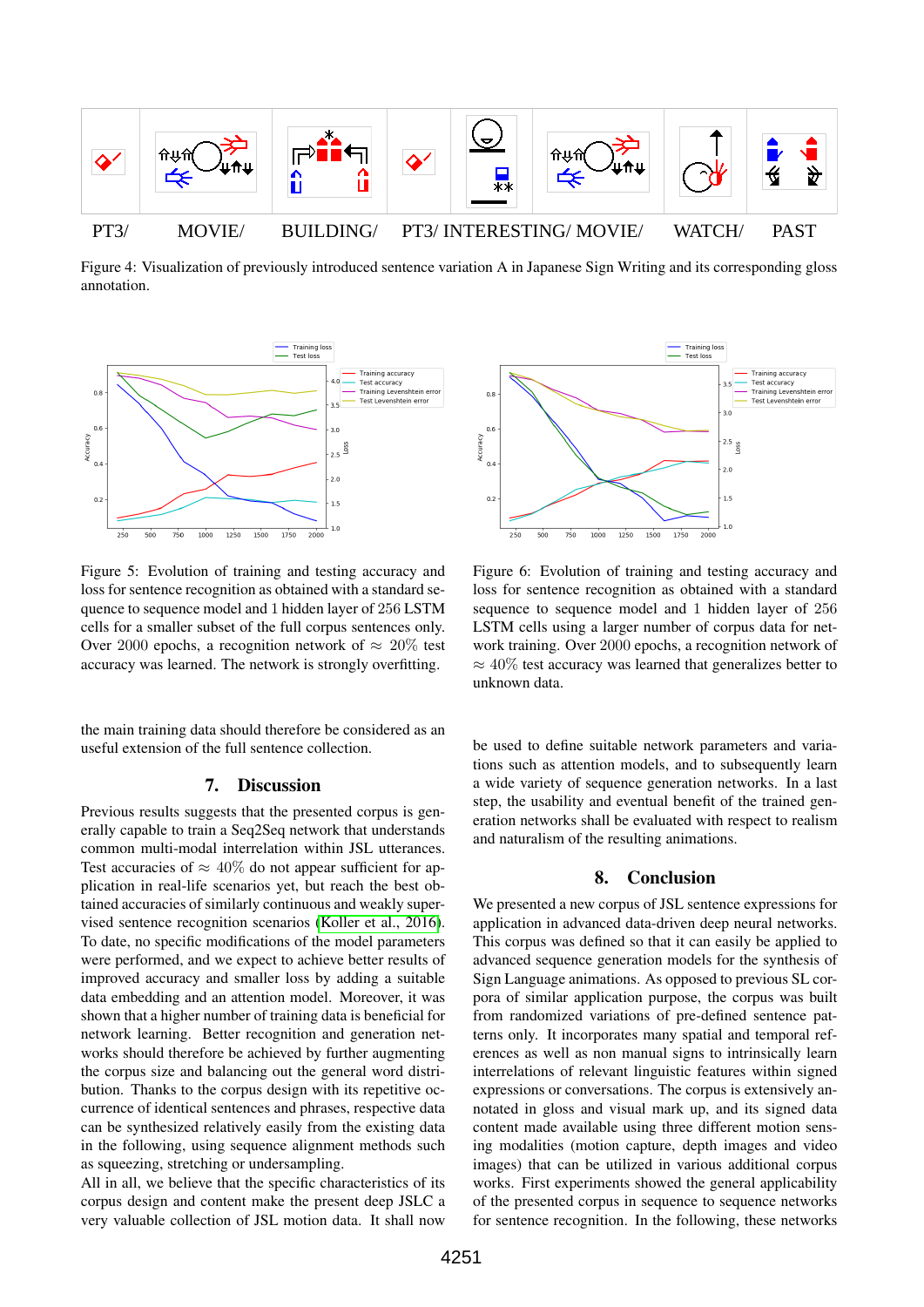PT3/ MOVIE/ BUILDING/ PT3/ INTERESTING/ MOVIE/ WATCH/ PAST

Figure 4: Visualization of previously introduced sentence variation A in Japanese Sign Writing and its corresponding gloss annotation.

Figure 5: Evolution of training and testing accuracy and loss for sentence recognition as obtained with a standard sequence to sequence model and 1 hidden layer of 256 LSTM cells for a smaller subset of the full corpus sentences only. Over 2000 epochs, a recognition network of $\approx$ 20% test accuracy was learned. The network is strongly overfitting.

Figure 6: Evolution of training and testing accuracy and loss for sentence recognition as obtained with a standard sequence to sequence model and 1 hidden layer of 256 LSTM cells using a larger number of corpus data for network training. Over 2000 epochs, a recognition network of $\approx$ 40% test accuracy was learned that generalizes better to unknown data.

the main training data should therefore be considered as an useful extension of the full sentence collection.

## 7. Discussion

Previous results suggests that the presented corpus is generally capable to train a Seq2Seq network that understands common multi-modal interrelation within JSL utterances. Test accuracies of $\approx$ 40% do not appear sufficient for application in real-life scenarios yet, but reach the best obtained accuracies of similarly continuous and weakly supervised sentence recognition scenarios (Koller et al., 2016). To date, no specific modifications of the model parameters were performed, and we expect to achieve better results of improved accuracy and smaller loss by adding a suitable data embedding and an attention model. Moreover, it was shown that a higher number of training data is beneficial for network learning. Better recognition and generation networks should therefore be achieved by further augmenting the corpus size and balancing out the general word distribution. Thanks to the corpus design with its repetitive occurrence of identical sentences and phrases, respective data can be synthesized relatively easily from the existing data in the following, using sequence alignment methods such as squeezing, stretching or undersampling.
All in all, we believe that the specific characteristics of its corpus design and content make the present deep JSLC a very valuable collection of JSL motion data. It shall now be used to define suitable network parameters and variations such as attention models, and to subsequently learn a wide variety of sequence generation networks. In a last step, the usability and eventual benefit of the trained generation networks shall be evaluated with respect to realism and naturalism of the resulting animations.

## 8. Conclusion

We presented a new corpus of JSL sentence expressions for application in advanced data-driven deep neural networks. This corpus was defined so that it can easily be applied to advanced sequence generation models for the synthesis of Sign Language animations. As opposed to previous SL corpora of similar application purpose, the corpus was built from randomized variations of pre-defined sentence patterns only. It incorporates many spatial and temporal references as well as non manual signs to intrinsically learn interrelations of relevant linguistic features within signed expressions or conversations. The corpus is extensively annotated in gloss and visual mark up, and its signed data content made available using three different motion sensing modalities (motion capture, depth images and video images) that can be utilized in various additional corpus works. First experiments showed the general applicability of the presented corpus in sequence to sequence networks for sentence recognition. In the following, these networks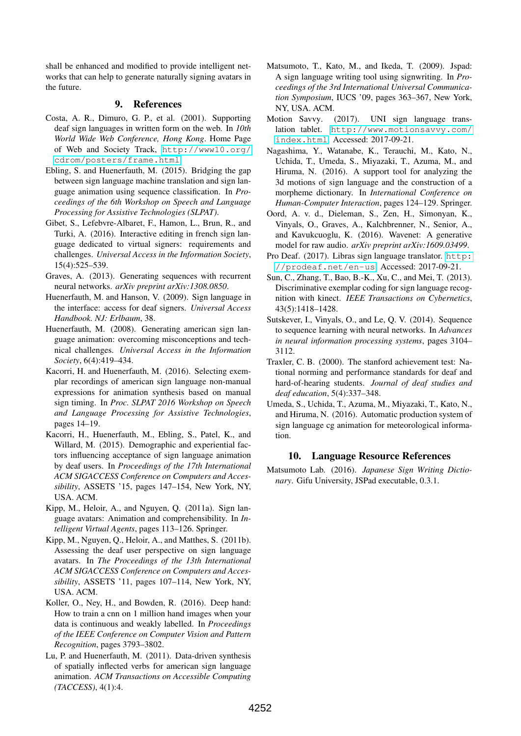shall be enhanced and modified to provide intelligent networks that can help to generate naturally signing avatars in the future.

## 9. References

Costa, A. R., Dimuro, G. P., et al. (2001). Supporting deaf sign languages in written form on the web. In *10th World Wide Web Conference, Hong Kong*. Home Page of Web and Society Track, http://www10.org/cdrom/posters/frame.html.

Ebling, S. and Huenerfauth, M. (2015). Bridging the gap between sign language machine translation and sign language animation using sequence classification. In *Proceedings of the 6th Workshop on Speech and Language Processing for Assistive Technologies (SLPAT)*.

Gibet, S., Lefebvre-Albaret, F., Hamon, L., Brun, R., and Turki, A. (2016). Interactive editing in french sign language dedicated to virtual signers: requirements and challenges. *Universal Access in the Information Society*, 15(4):525–539.

Graves, A. (2013). Generating sequences with recurrent neural networks. *arXiv preprint arXiv:1308.0850*.

Huenerfauth, M. and Hanson, V. (2009). Sign language in the interface: access for deaf signers. *Universal Access Handbook. NJ: Erlbaum*, 38.

Huenerfauth, M. (2008). Generating american sign language animation: overcoming misconceptions and technical challenges. *Universal Access in the Information Society*, 6(4):419–434.

Kacorri, H. and Huenerfauth, M. (2016). Selecting exemplar recordings of american sign language non-manual expressions for animation synthesis based on manual sign timing. In *Proc. SLPAT 2016 Workshop on Speech and Language Processing for Assistive Technologies*, pages 14–19.

Kacorri, H., Huenerfauth, M., Ebling, S., Patel, K., and Willard, M. (2015). Demographic and experiential factors influencing acceptance of sign language animation by deaf users. In *Proceedings of the 17th International ACM SIGACCESS Conference on Computers and Accessibility*, ASSETS '15, pages 147–154, New York, NY, USA. ACM.

Kipp, M., Heloir, A., and Nguyen, Q. (2011a). Sign language avatars: Animation and comprehensibility. In *Intelligent Virtual Agents*, pages 113–126. Springer.

Kipp, M., Nguyen, Q., Heloir, A., and Matthes, S. (2011b). Assessing the deaf user perspective on sign language avatars. In *The Proceedings of the 13th International ACM SIGACCESS Conference on Computers and Accessibility*, ASSETS '11, pages 107–114, New York, NY, USA. ACM.

Koller, O., Ney, H., and Bowden, R. (2016). Deep hand: How to train a cnn on 1 million hand images when your data is continuous and weakly labelled. In *Proceedings of the IEEE Conference on Computer Vision and Pattern Recognition*, pages 3793–3802.

Lu, P. and Huenerfauth, M. (2011). Data-driven synthesis of spatially inflected verbs for american sign language animation. *ACM Transactions on Accessible Computing (TACCESS)*, 4(1):4.

Matsumoto, T., Kato, M., and Ikeda, T. (2009). Jspad: A sign language writing tool using signwriting. In *Proceedings of the 3rd International Universal Communication Symposium*, IUCS '09, pages 363–367, New York, NY, USA. ACM.

Motion Savvy. (2017). UNI sign language translation tablet. http://www.motionsavvy.com/index.html. Accessed: 2017-09-21.

Nagashima, Y., Watanabe, K., Terauchi, M., Kato, N., Uchida, T., Umeda, S., Miyazaki, T., Azuma, M., and Hiruma, N. (2016). A support tool for analyzing the 3d motions of sign language and the construction of a morpheme dictionary. In *International Conference on Human-Computer Interaction*, pages 124–129. Springer.

Oord, A. v. d., Dieleman, S., Zen, H., Simonyan, K., Vinyals, O., Graves, A., Kalchbrenner, N., Senior, A., and Kavukcuoglu, K. (2016). Wavenet: A generative model for raw audio. *arXiv preprint arXiv:1609.03499*.

Pro Deaf. (2017). Libras sign language translator. http://prodeaf.net/en-us. Accessed: 2017-09-21.

Sun, C., Zhang, T., Bao, B.-K., Xu, C., and Mei, T. (2013). Discriminative exemplar coding for sign language recognition with kinect. *IEEE Transactions on Cybernetics*, 43(5):1418–1428.

Sutskever, I., Vinyals, O., and Le, Q. V. (2014). Sequence to sequence learning with neural networks. In *Advances in neural information processing systems*, pages 3104–3112.

Traxler, C. B. (2000). The stanford achievement test: National norming and performance standards for deaf and hard-of-hearing students. *Journal of deaf studies and deaf education*, 5(4):337–348.

Umeda, S., Uchida, T., Azuma, M., Miyazaki, T., Kato, N., and Hiruma, N. (2016). Automatic production system of sign language cg animation for meteorological information.

## 10. Language Resource References

Matsumoto Lab. (2016). *Japanese Sign Writing Dictionary*. Gifu University, JSPad executable, 0.3.1.